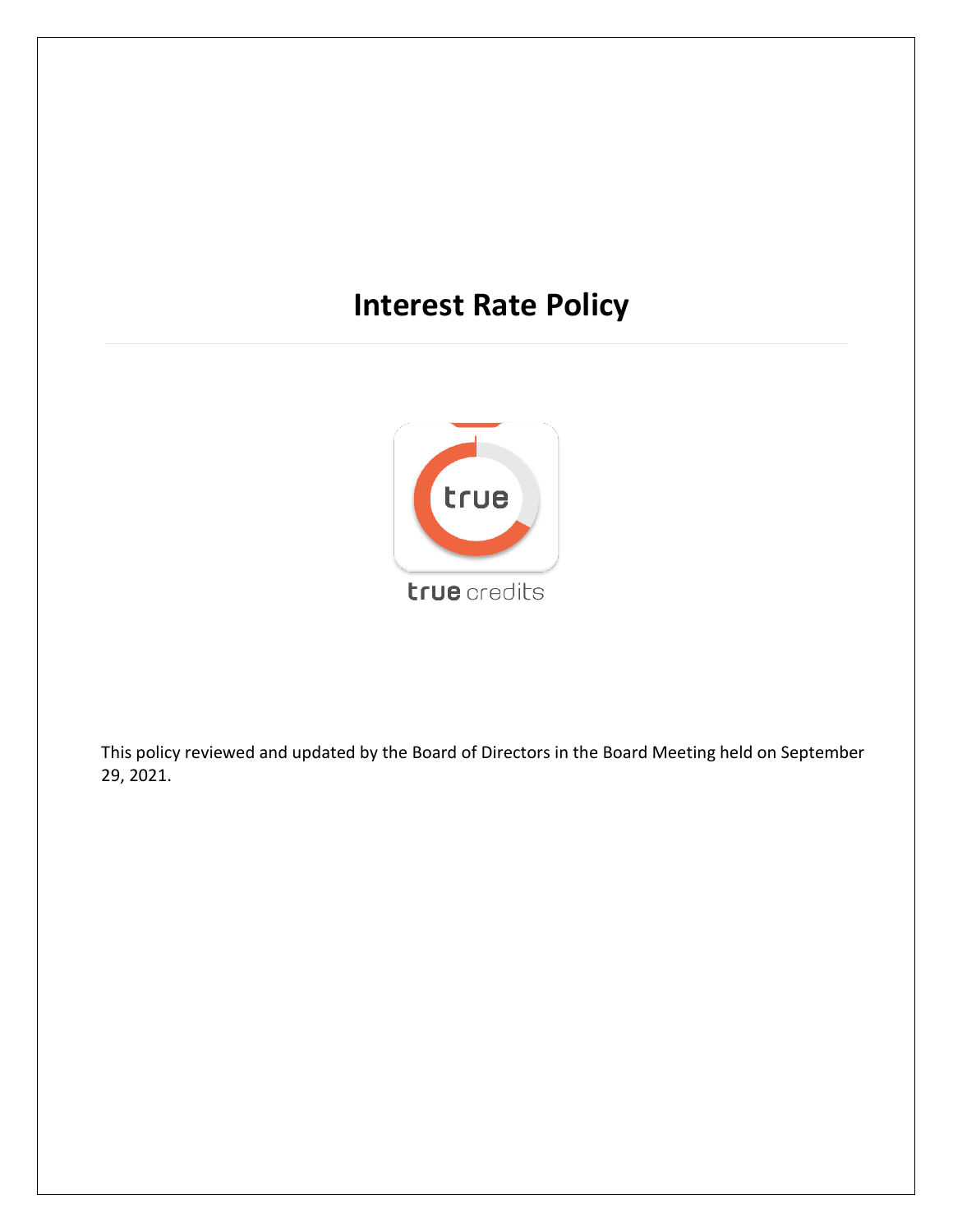# Interest Rate Policy

true credits

This policy reviewed and updated by the Board of Directors in the Board Meeting held on September 29, 2021.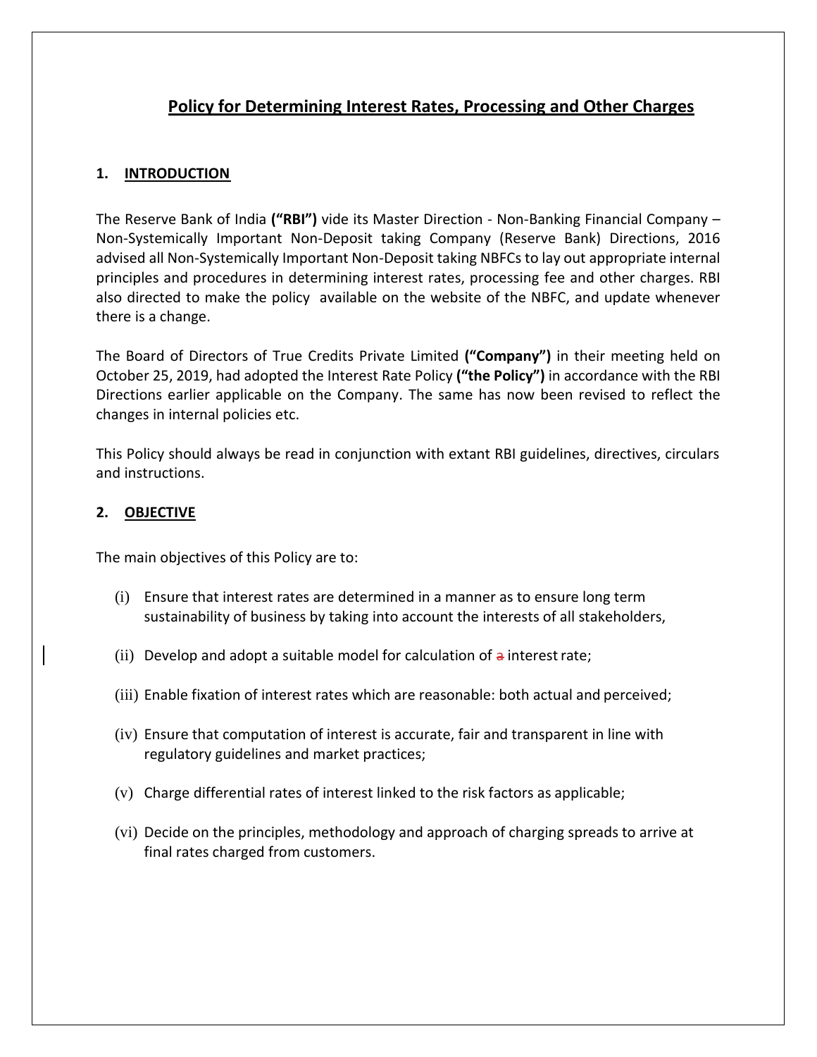## Policy for Determining Interest Rates, Processing and Other Charges

### 1. INTRODUCTION

The Reserve Bank of India **("RBI")** vide its Master Direction - Non-Banking Financial Company – Non-Systemically Important Non-Deposit taking Company (Reserve Bank) Directions, 2016 advised all Non-Systemically Important Non-Deposit taking NBFCs to lay out appropriate internal principles and procedures in determining interest rates, processing fee and other charges. RBI also directed to make the policy available on the website of the NBFC, and update whenever there is a change.

The Board of Directors of True Credits Private Limited **("Company")** in their meeting held on October 25, 2019, had adopted the Interest Rate Policy **("the Policy")** in accordance with the RBI Directions earlier applicable on the Company. The same has now been revised to reflect the changes in internal policies etc.

This Policy should always be read in conjunction with extant RBI guidelines, directives, circulars and instructions.

### 2. OBJECTIVE

The main objectives of this Policy are to:

(i) Ensure that interest rates are determined in a manner as to ensure long term sustainability of business by taking into account the interests of all stakeholders,

(ii) Develop and adopt a suitable model for calculation of ~~a~~ interest rate;

(iii) Enable fixation of interest rates which are reasonable: both actual and perceived;

(iv) Ensure that computation of interest is accurate, fair and transparent in line with regulatory guidelines and market practices;

(v) Charge differential rates of interest linked to the risk factors as applicable;

(vi) Decide on the principles, methodology and approach of charging spreads to arrive at final rates charged from customers.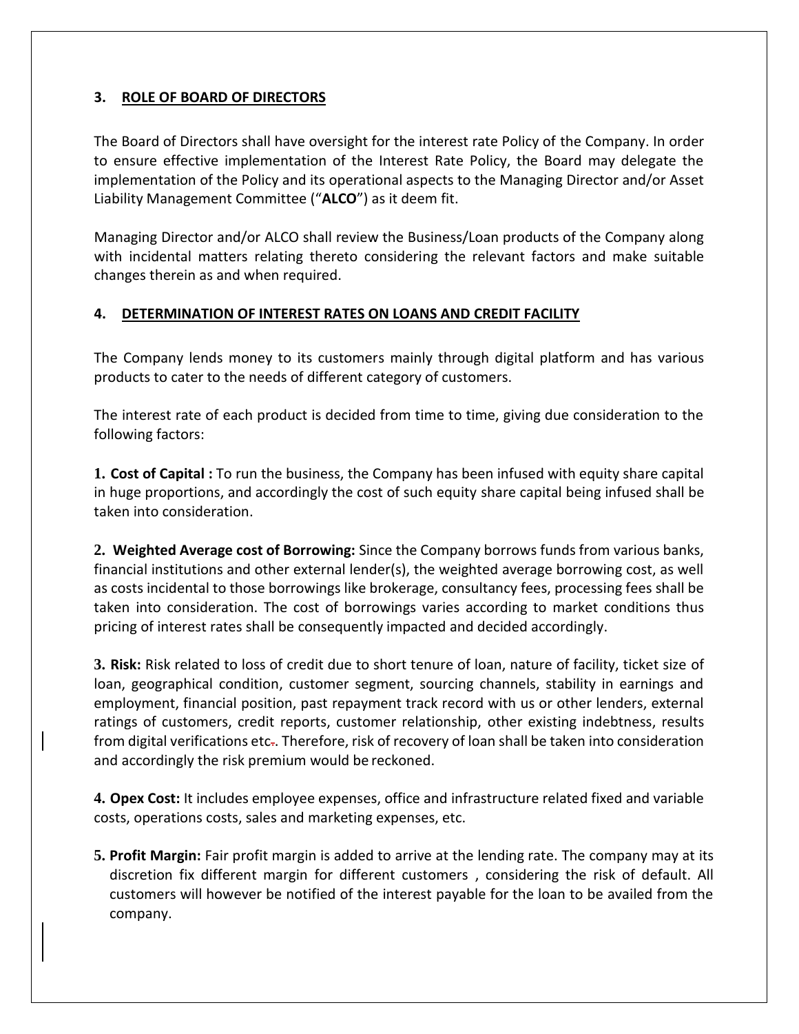## 3. ROLE OF BOARD OF DIRECTORS

The Board of Directors shall have oversight for the interest rate Policy of the Company. In order to ensure effective implementation of the Interest Rate Policy, the Board may delegate the implementation of the Policy and its operational aspects to the Managing Director and/or Asset Liability Management Committee ("**ALCO**") as it deem fit.

Managing Director and/or ALCO shall review the Business/Loan products of the Company along with incidental matters relating thereto considering the relevant factors and make suitable changes therein as and when required.

## 4. DETERMINATION OF INTEREST RATES ON LOANS AND CREDIT FACILITY

The Company lends money to its customers mainly through digital platform and has various products to cater to the needs of different category of customers.

The interest rate of each product is decided from time to time, giving due consideration to the following factors:

**1. Cost of Capital :** To run the business, the Company has been infused with equity share capital in huge proportions, and accordingly the cost of such equity share capital being infused shall be taken into consideration.

**2. Weighted Average cost of Borrowing:** Since the Company borrows funds from various banks, financial institutions and other external lender(s), the weighted average borrowing cost, as well as costs incidental to those borrowings like brokerage, consultancy fees, processing fees shall be taken into consideration. The cost of borrowings varies according to market conditions thus pricing of interest rates shall be consequently impacted and decided accordingly.

**3. Risk:** Risk related to loss of credit due to short tenure of loan, nature of facility, ticket size of loan, geographical condition, customer segment, sourcing channels, stability in earnings and employment, financial position, past repayment track record with us or other lenders, external ratings of customers, credit reports, customer relationship, other existing indebtness, results from digital verifications etc.. Therefore, risk of recovery of loan shall be taken into consideration and accordingly the risk premium would be reckoned.

**4. Opex Cost:** It includes employee expenses, office and infrastructure related fixed and variable costs, operations costs, sales and marketing expenses, etc.

**5. Profit Margin:** Fair profit margin is added to arrive at the lending rate. The company may at its discretion fix different margin for different customers , considering the risk of default. All customers will however be notified of the interest payable for the loan to be availed from the company.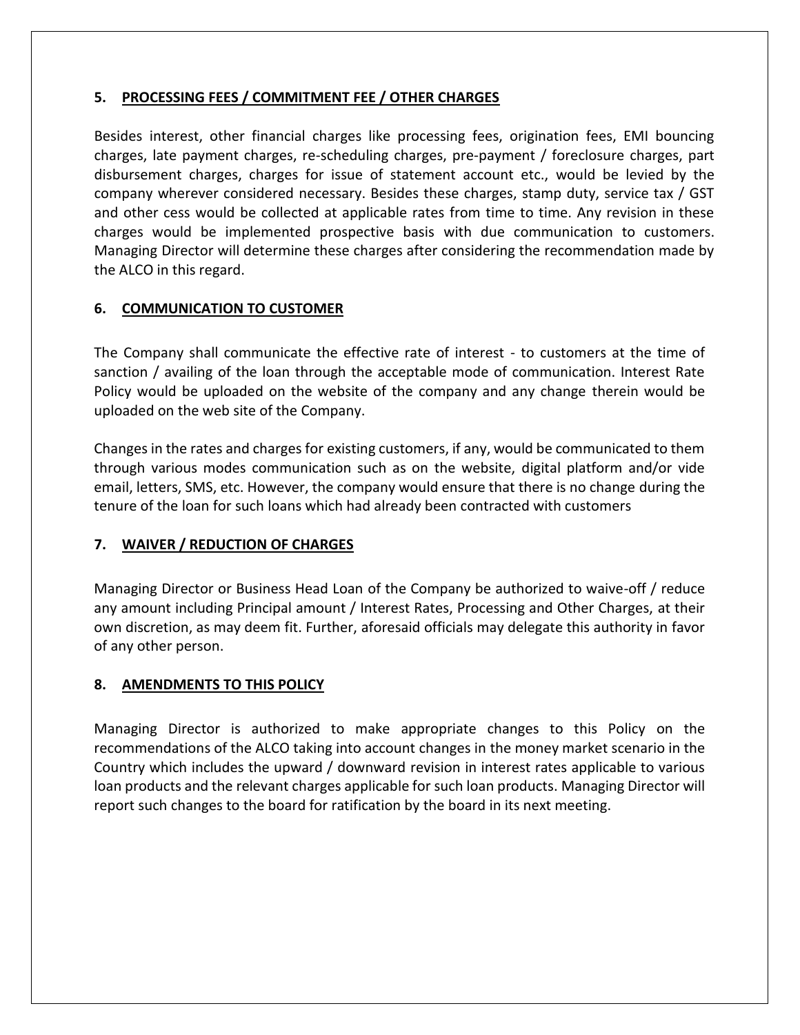## 5. PROCESSING FEES / COMMITMENT FEE / OTHER CHARGES

Besides interest, other financial charges like processing fees, origination fees, EMI bouncing charges, late payment charges, re-scheduling charges, pre-payment / foreclosure charges, part disbursement charges, charges for issue of statement account etc., would be levied by the company wherever considered necessary. Besides these charges, stamp duty, service tax / GST and other cess would be collected at applicable rates from time to time. Any revision in these charges would be implemented prospective basis with due communication to customers. Managing Director will determine these charges after considering the recommendation made by the ALCO in this regard.

## 6. COMMUNICATION TO CUSTOMER

The Company shall communicate the effective rate of interest - to customers at the time of sanction / availing of the loan through the acceptable mode of communication. Interest Rate Policy would be uploaded on the website of the company and any change therein would be uploaded on the web site of the Company.

Changes in the rates and charges for existing customers, if any, would be communicated to them through various modes communication such as on the website, digital platform and/or vide email, letters, SMS, etc. However, the company would ensure that there is no change during the tenure of the loan for such loans which had already been contracted with customers

## 7. WAIVER / REDUCTION OF CHARGES

Managing Director or Business Head Loan of the Company be authorized to waive-off / reduce any amount including Principal amount / Interest Rates, Processing and Other Charges, at their own discretion, as may deem fit. Further, aforesaid officials may delegate this authority in favor of any other person.

## 8. AMENDMENTS TO THIS POLICY

Managing Director is authorized to make appropriate changes to this Policy on the recommendations of the ALCO taking into account changes in the money market scenario in the Country which includes the upward / downward revision in interest rates applicable to various loan products and the relevant charges applicable for such loan products. Managing Director will report such changes to the board for ratification by the board in its next meeting.